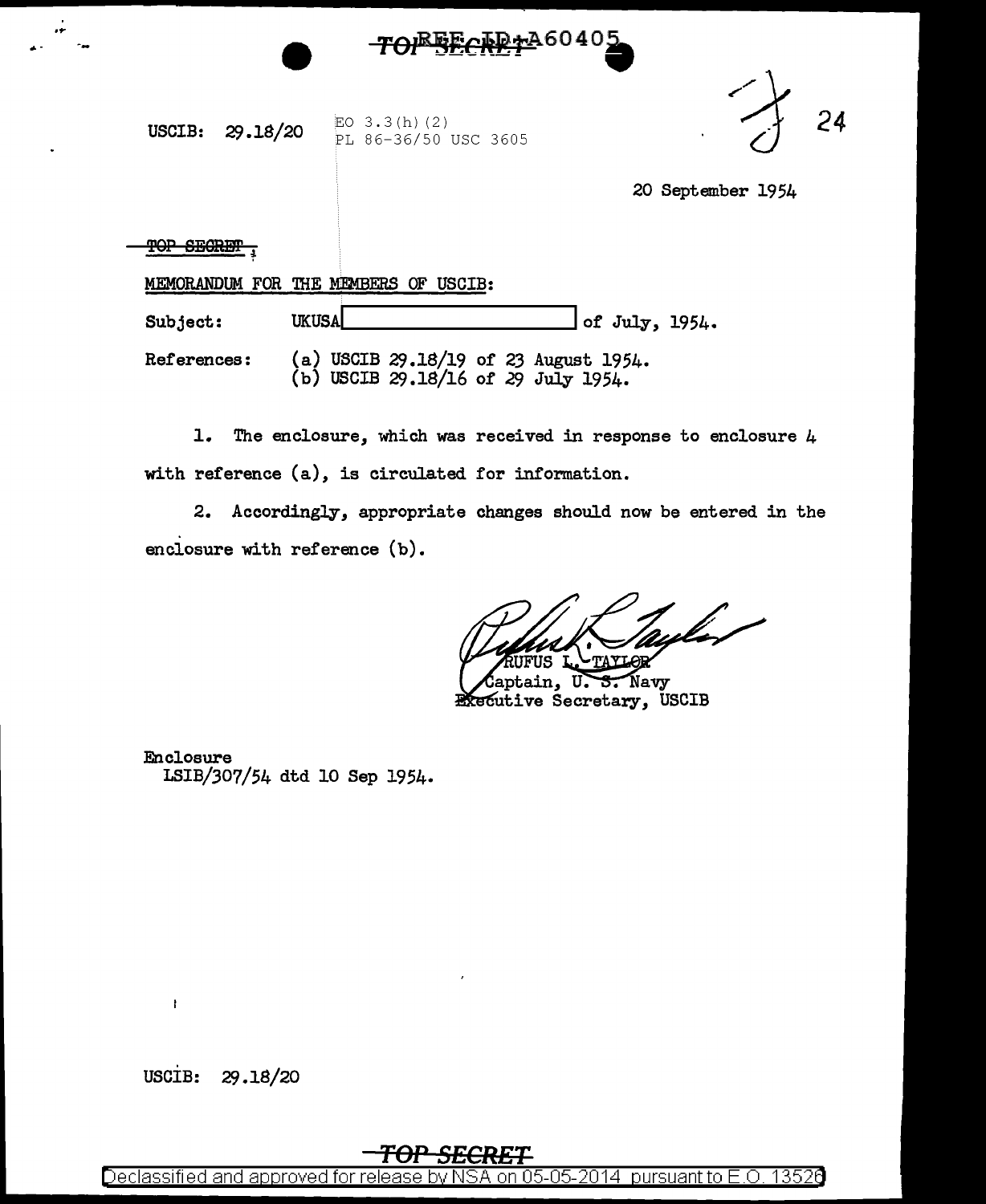TOP SECRET
REF ID:A60405

USCIB: 29.18/20

EO 3.3(h)(2)
PL 86-36/50 USC 3605

24

20 September 1954

~~TOP SECRET~~

MEMORANDUM FOR THE MEMBERS OF USCIB:

Subject: UKUSA [REDACTED] of July, 1954.

References: (a) USCIB 29.18/19 of 23 August 1954.
(b) USCIB 29.18/16 of 29 July 1954.

1. The enclosure, which was received in response to enclosure 4 with reference (a), is circulated for information.

2. Accordingly, appropriate changes should now be entered in the enclosure with reference (b).

RUFUS L. TAYLOR
Captain, U. S. Navy
Executive Secretary, USCIB

Enclosure
LSIB/307/54 dtd 10 Sep 1954.

USCIB: 29.18/20

TOP SECRET

Declassified and approved for release by NSA on 05-05-2014 pursuant to E.O. 13526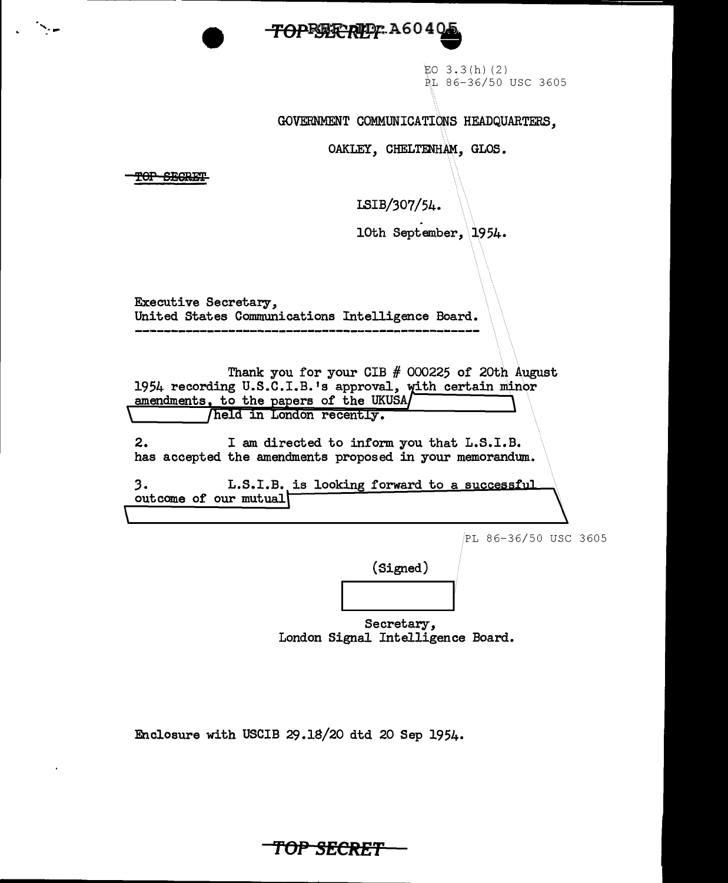TOP SECRET REF ID: A60405

EO 3.3(h)(2)
PL 86-36/50 USC 3605

GOVERNMENT COMMUNICATIONS HEADQUARTERS,

OAKLEY, CHELTENHAM, GLOS.

~~TOP SECRET~~

LSIB/307/54.

10th September, 1954.

Executive Secretary,
United States Communications Intelligence Board.

Thank you for your CIB # 000225 of 20th August 1954 recording U.S.C.I.B.'s approval, with certain minor amendments, to the papers of the UKUSA/ [redacted] /held in London recently.

2. I am directed to inform you that L.S.I.B. has accepted the amendments proposed in your memorandum.

3. L.S.I.B. is looking forward to a successful outcome of our mutual [redacted]

PL 86-36/50 USC 3605

(Signed)

[redacted]

Secretary,
London Signal Intelligence Board.

Enclosure with USCIB 29.18/20 dtd 20 Sep 1954.

TOP SECRET